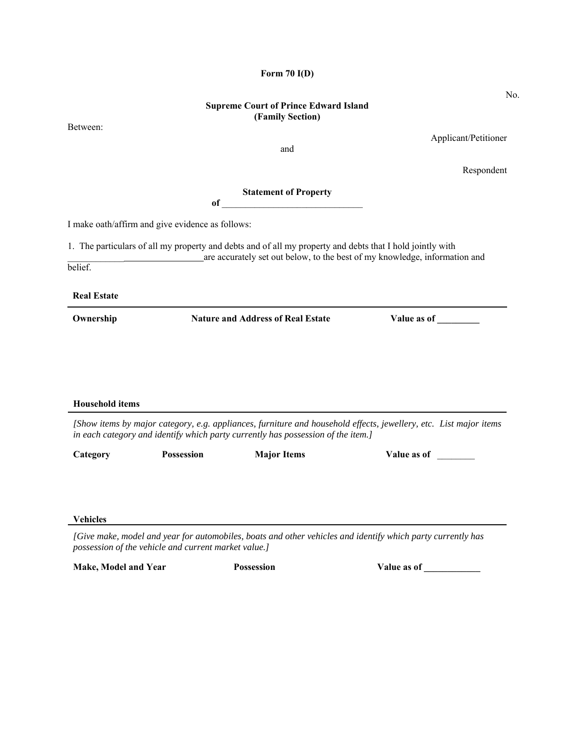**Form 70 I(D)**

No.

**Supreme Court of Prince Edward Island**
**(Family Section)**

Between:

Applicant/Petitioner

and

Respondent

**Statement of Property**
**of** ______________________________

I make oath/affirm and give evidence as follows:

1. The particulars of all my property and debts and of all my property and debts that I hold jointly with _____________________________are accurately set out below, to the best of my knowledge, information and belief.

**Real Estate**

| Ownership | Nature and Address of Real Estate | Value as of _________ |
|---|---|---|
| | | |

**Household items**

*[Show items by major category, e.g. appliances, furniture and household effects, jewellery, etc. List major items in each category and identify which party currently has possession of the item.]*

| Category | Possession | Major Items | Value as of ________ |
|---|---|---|---|
| | | | |

**Vehicles**

*[Give make, model and year for automobiles, boats and other vehicles and identify which party currently has possession of the vehicle and current market value.]*

| Make, Model and Year | Possession | Value as of ____________ |
|---|---|---|
| | | |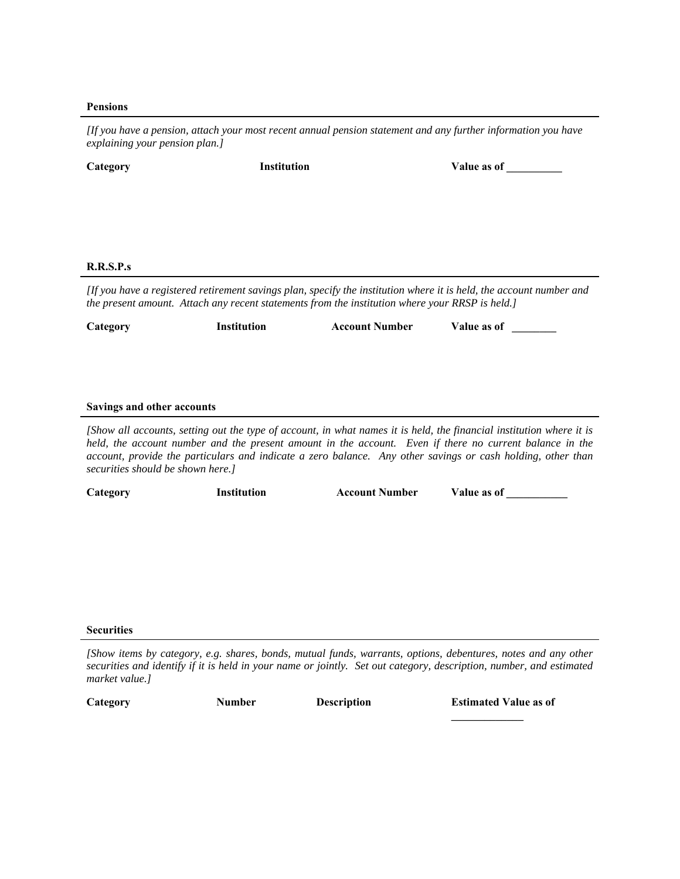**Pensions**

*[If you have a pension, attach your most recent annual pension statement and any further information you have explaining your pension plan.]*

| Category | Institution | Value as of __________ |
|---|---|---|
| | | |

**R.R.S.P.s**

*[If you have a registered retirement savings plan, specify the institution where it is held, the account number and the present amount. Attach any recent statements from the institution where your RRSP is held.]*

| Category | Institution | Account Number | Value as of ________ |
|---|---|---|---|
| | | | |

**Savings and other accounts**

*[Show all accounts, setting out the type of account, in what names it is held, the financial institution where it is held, the account number and the present amount in the account. Even if there no current balance in the account, provide the particulars and indicate a zero balance. Any other savings or cash holding, other than securities should be shown here.]*

| Category | Institution | Account Number | Value as of ___________ |
|---|---|---|---|
| | | | |

**Securities**

*[Show items by category, e.g. shares, bonds, mutual funds, warrants, options, debentures, notes and any other securities and identify if it is held in your name or jointly. Set out category, description, number, and estimated market value.]*

| Category | Number | Description | Estimated Value as of _____________ |
|---|---|---|---|
| | | | |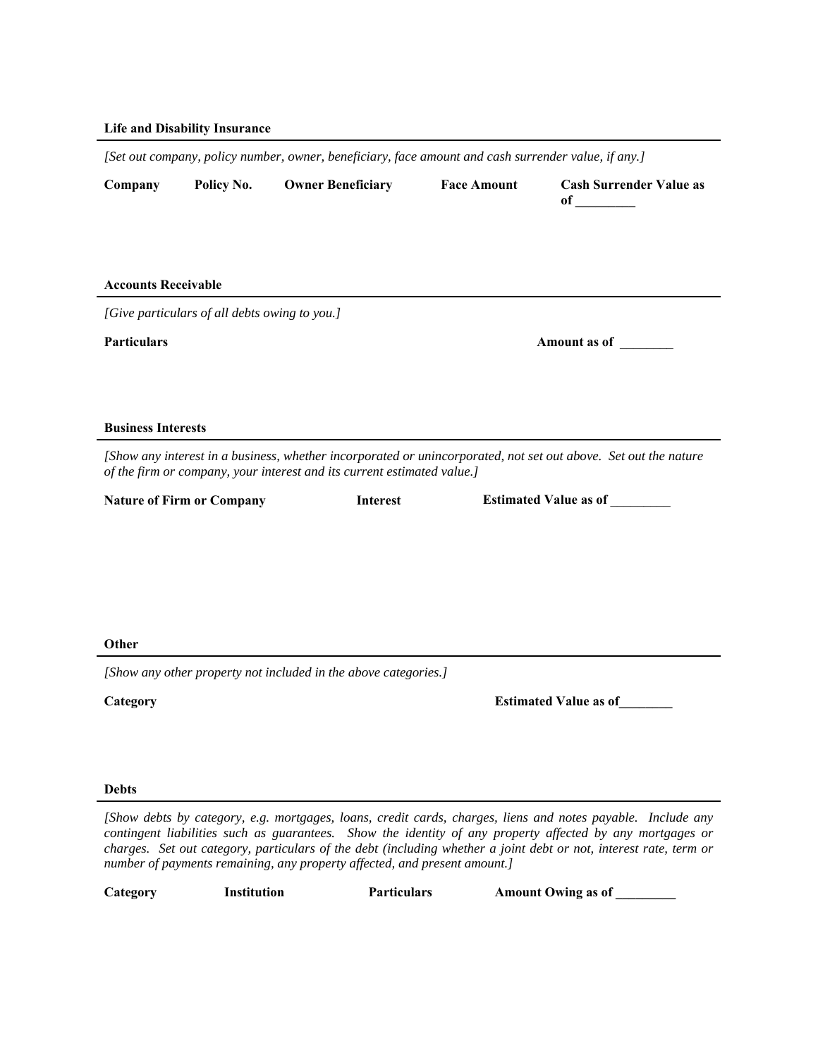**Life and Disability Insurance**

*[Set out company, policy number, owner, beneficiary, face amount and cash surrender value, if any.]*

| Company | Policy No. | Owner Beneficiary | Face Amount | Cash Surrender Value as of _________ |
|---|---|---|---|---|
| | | | | |

**Accounts Receivable**

*[Give particulars of all debts owing to you.]*

| Particulars | Amount as of ________ |
|---|---|
| | |

**Business Interests**

*[Show any interest in a business, whether incorporated or unincorporated, not set out above. Set out the nature of the firm or company, your interest and its current estimated value.]*

| Nature of Firm or Company | Interest | Estimated Value as of _________ |
|---|---|---|
| | | |

**Other**

*[Show any other property not included in the above categories.]*

| Category | Estimated Value as of________ |
|---|---|
| | |

**Debts**

*[Show debts by category, e.g. mortgages, loans, credit cards, charges, liens and notes payable. Include any contingent liabilities such as guarantees. Show the identity of any property affected by any mortgages or charges. Set out category, particulars of the debt (including whether a joint debt or not, interest rate, term or number of payments remaining, any property affected, and present amount.]*

| Category | Institution | Particulars | Amount Owing as of _________ |
|---|---|---|---|
| | | | |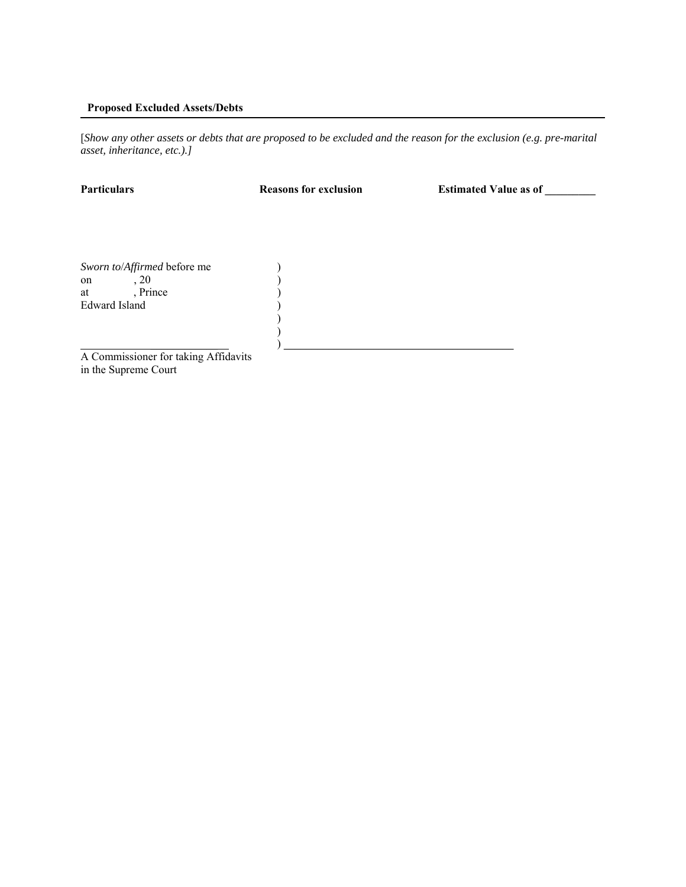**Proposed Excluded Assets/Debts**

[*Show any other assets or debts that are proposed to be excluded and the reason for the exclusion (e.g. pre-marital asset, inheritance, etc.).]*

| **Particulars** | **Reasons for exclusion** | **Estimated Value as of _________** |
| --- | --- | --- |
| | | |

*Sworn to*/*Affirmed* before me )
on , 20 )
at , Prince )
Edward Island )
)
)
__________________________ ) ________________________________________
A Commissioner for taking Affidavits
in the Supreme Court